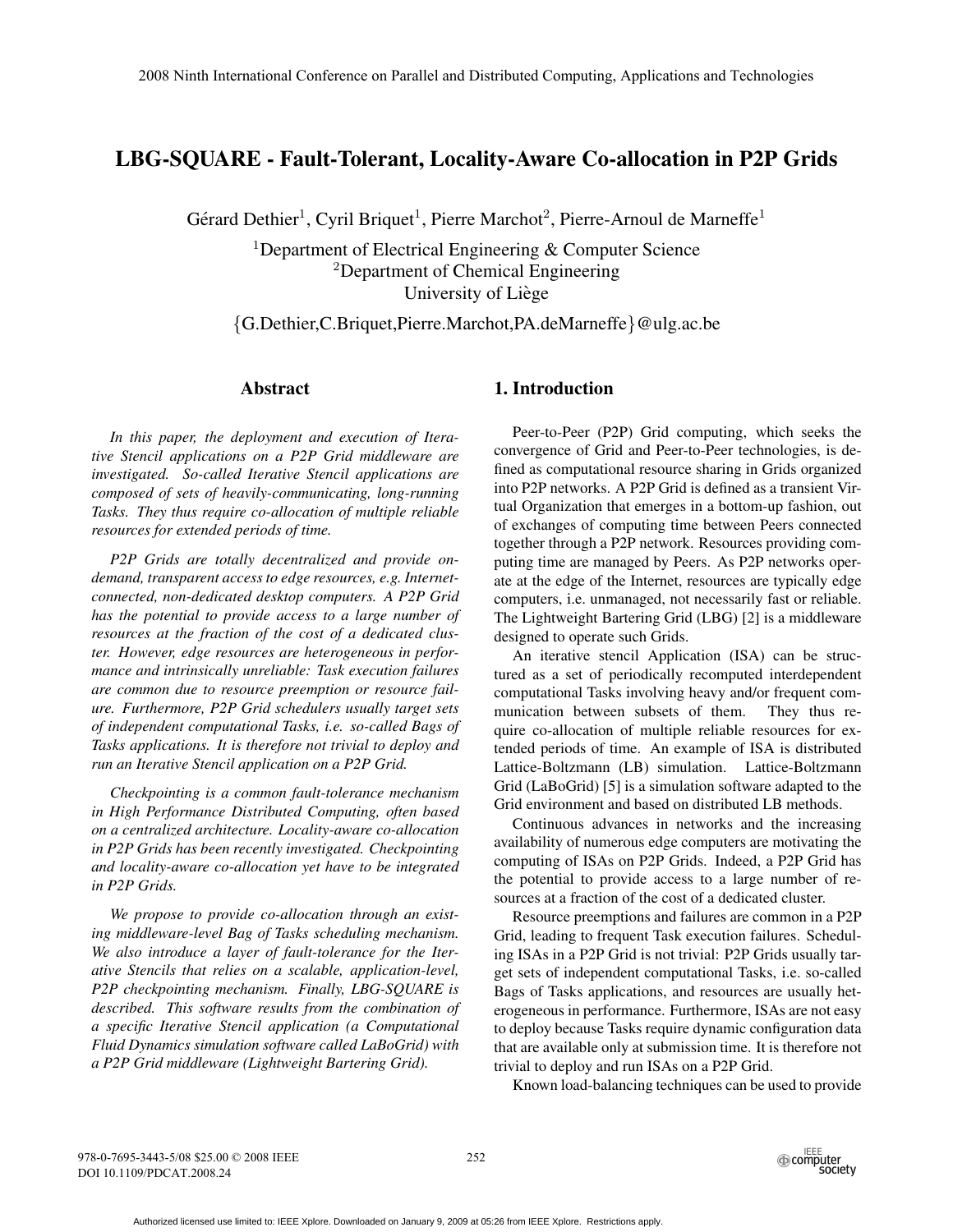# LBG-SQUARE - Fault-Tolerant, Locality-Aware Co-allocation in P2P Grids

Gérard Dethier[1], Cyril Briquet[1], Pierre Marchot[2], Pierre-Arnoul de Marneffe[1]

[1]Department of Electrical Engineering & Computer Science
[2]Department of Chemical Engineering
University of Liège

{G.Dethier,C.Briquet,Pierre.Marchot,PA.deMarneffe}@ulg.ac.be

## Abstract

*In this paper, the deployment and execution of Iterative Stencil applications on a P2P Grid middleware are investigated. So-called Iterative Stencil applications are composed of sets of heavily-communicating, long-running Tasks. They thus require co-allocation of multiple reliable resources for extended periods of time.*

*P2P Grids are totally decentralized and provide on-demand, transparent access to edge resources, e.g. Internet-connected, non-dedicated desktop computers. A P2P Grid has the potential to provide access to a large number of resources at the fraction of the cost of a dedicated cluster. However, edge resources are heterogeneous in performance and intrinsically unreliable: Task execution failures are common due to resource preemption or resource failure. Furthermore, P2P Grid schedulers usually target sets of independent computational Tasks, i.e. so-called Bags of Tasks applications. It is therefore not trivial to deploy and run an Iterative Stencil application on a P2P Grid.*

*Checkpointing is a common fault-tolerance mechanism in High Performance Distributed Computing, often based on a centralized architecture. Locality-aware co-allocation in P2P Grids has been recently investigated. Checkpointing and locality-aware co-allocation yet have to be integrated in P2P Grids.*

*We propose to provide co-allocation through an existing middleware-level Bag of Tasks scheduling mechanism. We also introduce a layer of fault-tolerance for the Iterative Stencils that relies on a scalable, application-level, P2P checkpointing mechanism. Finally, LBG-SQUARE is described. This software results from the combination of a specific Iterative Stencil application (a Computational Fluid Dynamics simulation software called LaBoGrid) with a P2P Grid middleware (Lightweight Bartering Grid).*

## 1. Introduction

Peer-to-Peer (P2P) Grid computing, which seeks the convergence of Grid and Peer-to-Peer technologies, is defined as computational resource sharing in Grids organized into P2P networks. A P2P Grid is defined as a transient Virtual Organization that emerges in a bottom-up fashion, out of exchanges of computing time between Peers connected together through a P2P network. Resources providing computing time are managed by Peers. As P2P networks operate at the edge of the Internet, resources are typically edge computers, i.e. unmanaged, not necessarily fast or reliable. The Lightweight Bartering Grid (LBG) [2] is a middleware designed to operate such Grids.

An iterative stencil Application (ISA) can be structured as a set of periodically recomputed interdependent computational Tasks involving heavy and/or frequent communication between subsets of them. They thus require co-allocation of multiple reliable resources for extended periods of time. An example of ISA is distributed Lattice-Boltzmann (LB) simulation. Lattice-Boltzmann Grid (LaBoGrid) [5] is a simulation software adapted to the Grid environment and based on distributed LB methods.

Continuous advances in networks and the increasing availability of numerous edge computers are motivating the computing of ISAs on P2P Grids. Indeed, a P2P Grid has the potential to provide access to a large number of resources at a fraction of the cost of a dedicated cluster.

Resource preemptions and failures are common in a P2P Grid, leading to frequent Task execution failures. Scheduling ISAs in a P2P Grid is not trivial: P2P Grids usually target sets of independent computational Tasks, i.e. so-called Bags of Tasks applications, and resources are usually heterogeneous in performance. Furthermore, ISAs are not easy to deploy because Tasks require dynamic configuration data that are available only at submission time. It is therefore not trivial to deploy and run ISAs on a P2P Grid.

Known load-balancing techniques can be used to provide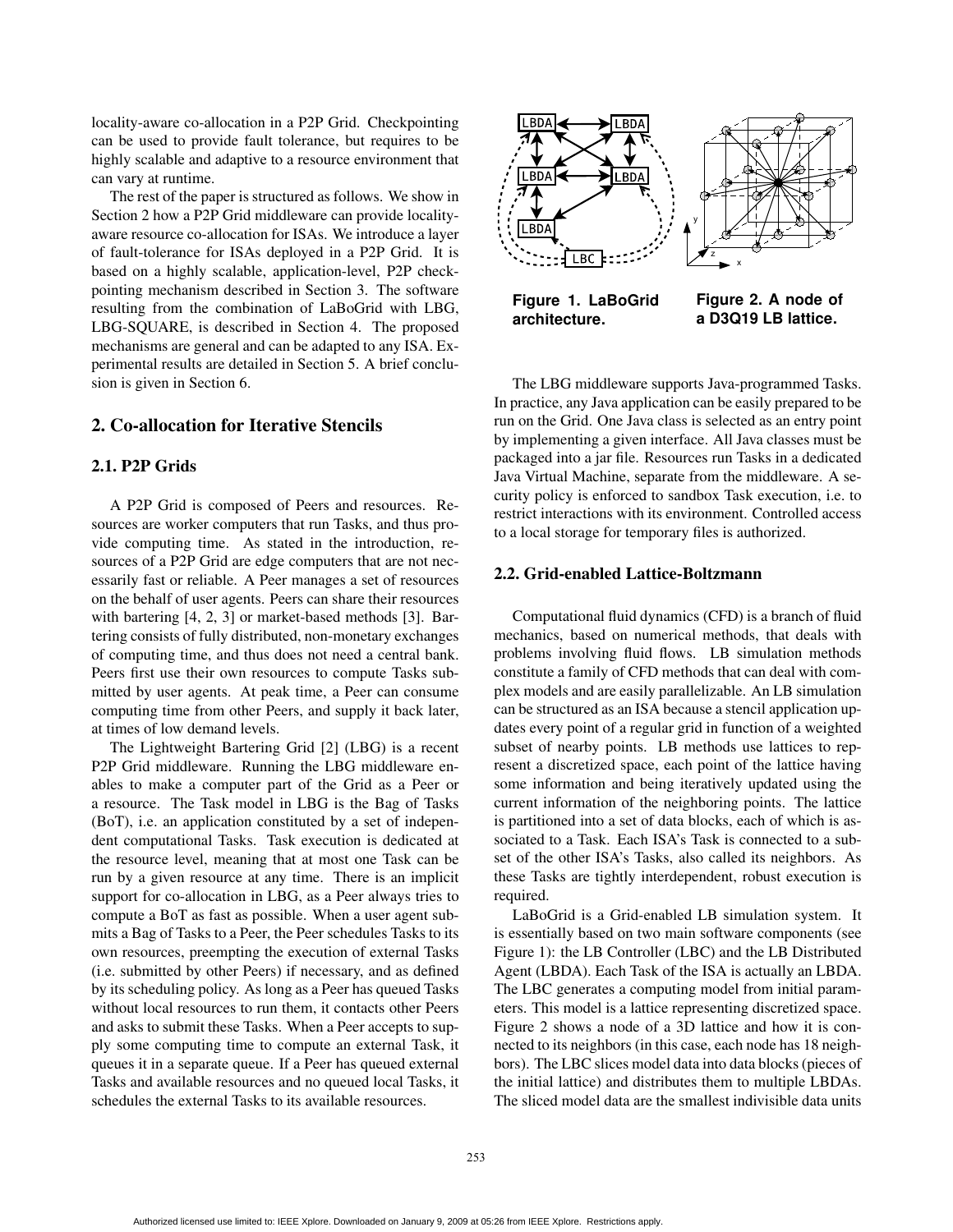locality-aware co-allocation in a P2P Grid. Checkpointing can be used to provide fault tolerance, but requires to be highly scalable and adaptive to a resource environment that can vary at runtime.

The rest of the paper is structured as follows. We show in Section 2 how a P2P Grid middleware can provide locality-aware resource co-allocation for ISAs. We introduce a layer of fault-tolerance for ISAs deployed in a P2P Grid. It is based on a highly scalable, application-level, P2P checkpointing mechanism described in Section 3. The software resulting from the combination of LaBoGrid with LBG, LBG-SQUARE, is described in Section 4. The proposed mechanisms are general and can be adapted to any ISA. Experimental results are detailed in Section 5. A brief conclusion is given in Section 6.

## 2. Co-allocation for Iterative Stencils

### 2.1. P2P Grids

A P2P Grid is composed of Peers and resources. Resources are worker computers that run Tasks, and thus provide computing time. As stated in the introduction, resources of a P2P Grid are edge computers that are not necessarily fast or reliable. A Peer manages a set of resources on the behalf of user agents. Peers can share their resources with bartering [4, 2, 3] or market-based methods [3]. Bartering consists of fully distributed, non-monetary exchanges of computing time, and thus does not need a central bank. Peers first use their own resources to compute Tasks submitted by user agents. At peak time, a Peer can consume computing time from other Peers, and supply it back later, at times of low demand levels.

The Lightweight Bartering Grid [2] (LBG) is a recent P2P Grid middleware. Running the LBG middleware enables to make a computer part of the Grid as a Peer or a resource. The Task model in LBG is the Bag of Tasks (BoT), i.e. an application constituted by a set of independent computational Tasks. Task execution is dedicated at the resource level, meaning that at most one Task can be run by a given resource at any time. There is an implicit support for co-allocation in LBG, as a Peer always tries to compute a BoT as fast as possible. When a user agent submits a Bag of Tasks to a Peer, the Peer schedules Tasks to its own resources, preempting the execution of external Tasks (i.e. submitted by other Peers) if necessary, and as defined by its scheduling policy. As long as a Peer has queued Tasks without local resources to run them, it contacts other Peers and asks to submit these Tasks. When a Peer accepts to supply some computing time to compute an external Task, it queues it in a separate queue. If a Peer has queued external Tasks and available resources and no queued local Tasks, it schedules the external Tasks to its available resources.

**Figure 1. LaBoGrid architecture.**

**Figure 2. A node of a D3Q19 LB lattice.**

The LBG middleware supports Java-programmed Tasks. In practice, any Java application can be easily prepared to be run on the Grid. One Java class is selected as an entry point by implementing a given interface. All Java classes must be packaged into a jar file. Resources run Tasks in a dedicated Java Virtual Machine, separate from the middleware. A security policy is enforced to sandbox Task execution, i.e. to restrict interactions with its environment. Controlled access to a local storage for temporary files is authorized.

### 2.2. Grid-enabled Lattice-Boltzmann

Computational fluid dynamics (CFD) is a branch of fluid mechanics, based on numerical methods, that deals with problems involving fluid flows. LB simulation methods constitute a family of CFD methods that can deal with complex models and are easily parallelizable. An LB simulation can be structured as an ISA because a stencil application updates every point of a regular grid in function of a weighted subset of nearby points. LB methods use lattices to represent a discretized space, each point of the lattice having some information and being iteratively updated using the current information of the neighboring points. The lattice is partitioned into a set of data blocks, each of which is associated to a Task. Each ISA's Task is connected to a subset of the other ISA's Tasks, also called its neighbors. As these Tasks are tightly interdependent, robust execution is required.

LaBoGrid is a Grid-enabled LB simulation system. It is essentially based on two main software components (see Figure 1): the LB Controller (LBC) and the LB Distributed Agent (LBDA). Each Task of the ISA is actually an LBDA. The LBC generates a computing model from initial parameters. This model is a lattice representing discretized space. Figure 2 shows a node of a 3D lattice and how it is connected to its neighbors (in this case, each node has 18 neighbors). The LBC slices model data into data blocks (pieces of the initial lattice) and distributes them to multiple LBDAs. The sliced model data are the smallest indivisible data units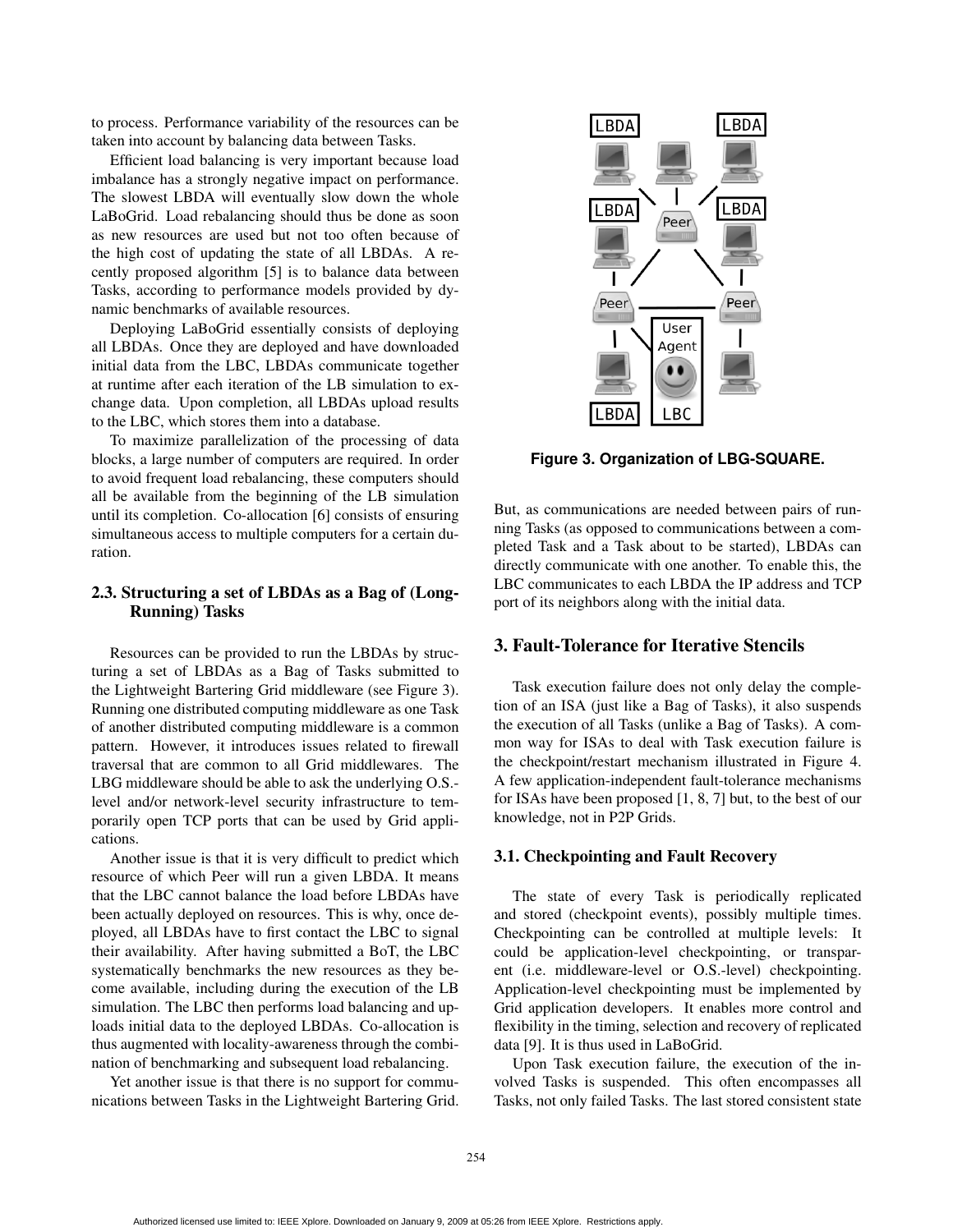to process. Performance variability of the resources can be taken into account by balancing data between Tasks.

Efficient load balancing is very important because load imbalance has a strongly negative impact on performance. The slowest LBDA will eventually slow down the whole LaBoGrid. Load rebalancing should thus be done as soon as new resources are used but not too often because of the high cost of updating the state of all LBDAs. A recently proposed algorithm [5] is to balance data between Tasks, according to performance models provided by dynamic benchmarks of available resources.

Deploying LaBoGrid essentially consists of deploying all LBDAs. Once they are deployed and have downloaded initial data from the LBC, LBDAs communicate together at runtime after each iteration of the LB simulation to exchange data. Upon completion, all LBDAs upload results to the LBC, which stores them into a database.

To maximize parallelization of the processing of data blocks, a large number of computers are required. In order to avoid frequent load rebalancing, these computers should all be available from the beginning of the LB simulation until its completion. Co-allocation [6] consists of ensuring simultaneous access to multiple computers for a certain duration.

### 2.3. Structuring a set of LBDAs as a Bag of (Long-Running) Tasks

Resources can be provided to run the LBDAs by structuring a set of LBDAs as a Bag of Tasks submitted to the Lightweight Bartering Grid middleware (see Figure 3). Running one distributed computing middleware as one Task of another distributed computing middleware is a common pattern. However, it introduces issues related to firewall traversal that are common to all Grid middlewares. The LBG middleware should be able to ask the underlying O.S.-level and/or network-level security infrastructure to temporarily open TCP ports that can be used by Grid applications.

Another issue is that it is very difficult to predict which resource of which Peer will run a given LBDA. It means that the LBC cannot balance the load before LBDAs have been actually deployed on resources. This is why, once deployed, all LBDAs have to first contact the LBC to signal their availability. After having submitted a BoT, the LBC systematically benchmarks the new resources as they become available, including during the execution of the LB simulation. The LBC then performs load balancing and uploads initial data to the deployed LBDAs. Co-allocation is thus augmented with locality-awareness through the combination of benchmarking and subsequent load rebalancing.

Yet another issue is that there is no support for communications between Tasks in the Lightweight Bartering Grid.

LBDA
LBDA
LBDA
Peer
LBDA
Peer
User Agent
Peer
LBDA
LBC

**Figure 3. Organization of LBG-SQUARE.**

But, as communications are needed between pairs of running Tasks (as opposed to communications between a completed Task and a Task about to be started), LBDAs can directly communicate with one another. To enable this, the LBC communicates to each LBDA the IP address and TCP port of its neighbors along with the initial data.

## 3. Fault-Tolerance for Iterative Stencils

Task execution failure does not only delay the completion of an ISA (just like a Bag of Tasks), it also suspends the execution of all Tasks (unlike a Bag of Tasks). A common way for ISAs to deal with Task execution failure is the checkpoint/restart mechanism illustrated in Figure 4. A few application-independent fault-tolerance mechanisms for ISAs have been proposed [1, 8, 7] but, to the best of our knowledge, not in P2P Grids.

### 3.1. Checkpointing and Fault Recovery

The state of every Task is periodically replicated and stored (checkpoint events), possibly multiple times. Checkpointing can be controlled at multiple levels: It could be application-level checkpointing, or transparent (i.e. middleware-level or O.S.-level) checkpointing. Application-level checkpointing must be implemented by Grid application developers. It enables more control and flexibility in the timing, selection and recovery of replicated data [9]. It is thus used in LaBoGrid.

Upon Task execution failure, the execution of the involved Tasks is suspended. This often encompasses all Tasks, not only failed Tasks. The last stored consistent state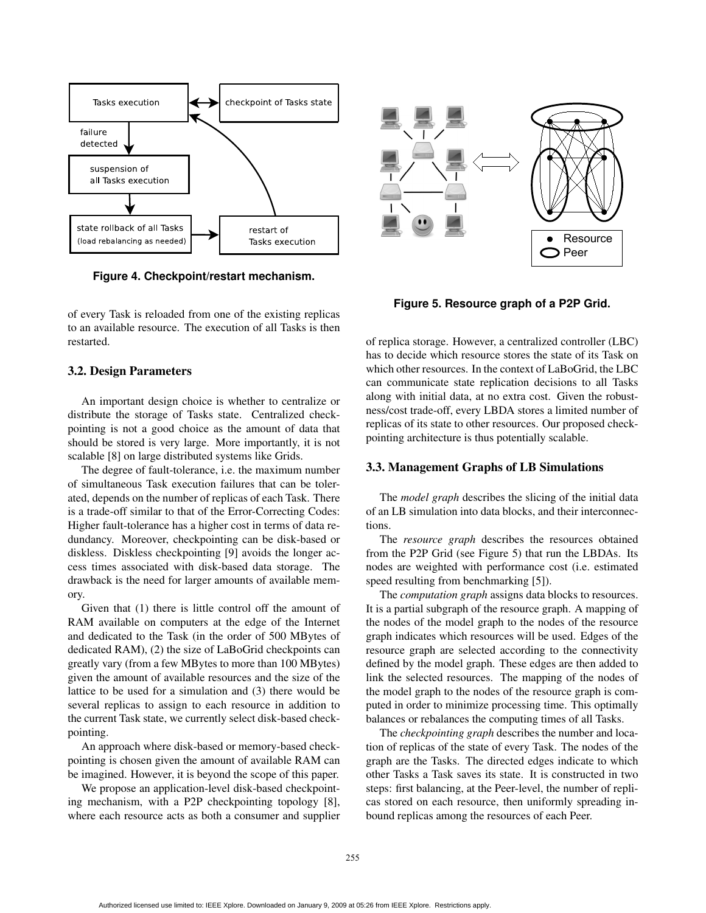Figure 4. Checkpoint/restart mechanism.

Figure 5. Resource graph of a P2P Grid.

of every Task is reloaded from one of the existing replicas to an available resource. The execution of all Tasks is then restarted.

### 3.2. Design Parameters

An important design choice is whether to centralize or distribute the storage of Tasks state. Centralized checkpointing is not a good choice as the amount of data that should be stored is very large. More importantly, it is not scalable [8] on large distributed systems like Grids.

The degree of fault-tolerance, i.e. the maximum number of simultaneous Task execution failures that can be tolerated, depends on the number of replicas of each Task. There is a trade-off similar to that of the Error-Correcting Codes: Higher fault-tolerance has a higher cost in terms of data redundancy. Moreover, checkpointing can be disk-based or diskless. Diskless checkpointing [9] avoids the longer access times associated with disk-based data storage. The drawback is the need for larger amounts of available memory.

Given that (1) there is little control off the amount of RAM available on computers at the edge of the Internet and dedicated to the Task (in the order of 500 MBytes of dedicated RAM), (2) the size of LaBoGrid checkpoints can greatly vary (from a few MBytes to more than 100 MBytes) given the amount of available resources and the size of the lattice to be used for a simulation and (3) there would be several replicas to assign to each resource in addition to the current Task state, we currently select disk-based checkpointing.

An approach where disk-based or memory-based checkpointing is chosen given the amount of available RAM can be imagined. However, it is beyond the scope of this paper.

We propose an application-level disk-based checkpointing mechanism, with a P2P checkpointing topology [8], where each resource acts as both a consumer and supplier of replica storage. However, a centralized controller (LBC) has to decide which resource stores the state of its Task on which other resources. In the context of LaBoGrid, the LBC can communicate state replication decisions to all Tasks along with initial data, at no extra cost. Given the robustness/cost trade-off, every LBDA stores a limited number of replicas of its state to other resources. Our proposed checkpointing architecture is thus potentially scalable.

### 3.3. Management Graphs of LB Simulations

The *model graph* describes the slicing of the initial data of an LB simulation into data blocks, and their interconnections.

The *resource graph* describes the resources obtained from the P2P Grid (see Figure 5) that run the LBDAs. Its nodes are weighted with performance cost (i.e. estimated speed resulting from benchmarking [5]).

The *computation graph* assigns data blocks to resources. It is a partial subgraph of the resource graph. A mapping of the nodes of the model graph to the nodes of the resource graph indicates which resources will be used. Edges of the resource graph are selected according to the connectivity defined by the model graph. These edges are then added to link the selected resources. The mapping of the nodes of the model graph to the nodes of the resource graph is computed in order to minimize processing time. This optimally balances or rebalances the computing times of all Tasks.

The *checkpointing graph* describes the number and location of replicas of the state of every Task. The nodes of the graph are the Tasks. The directed edges indicate to which other Tasks a Task saves its state. It is constructed in two steps: first balancing, at the Peer-level, the number of replicas stored on each resource, then uniformly spreading inbound replicas among the resources of each Peer.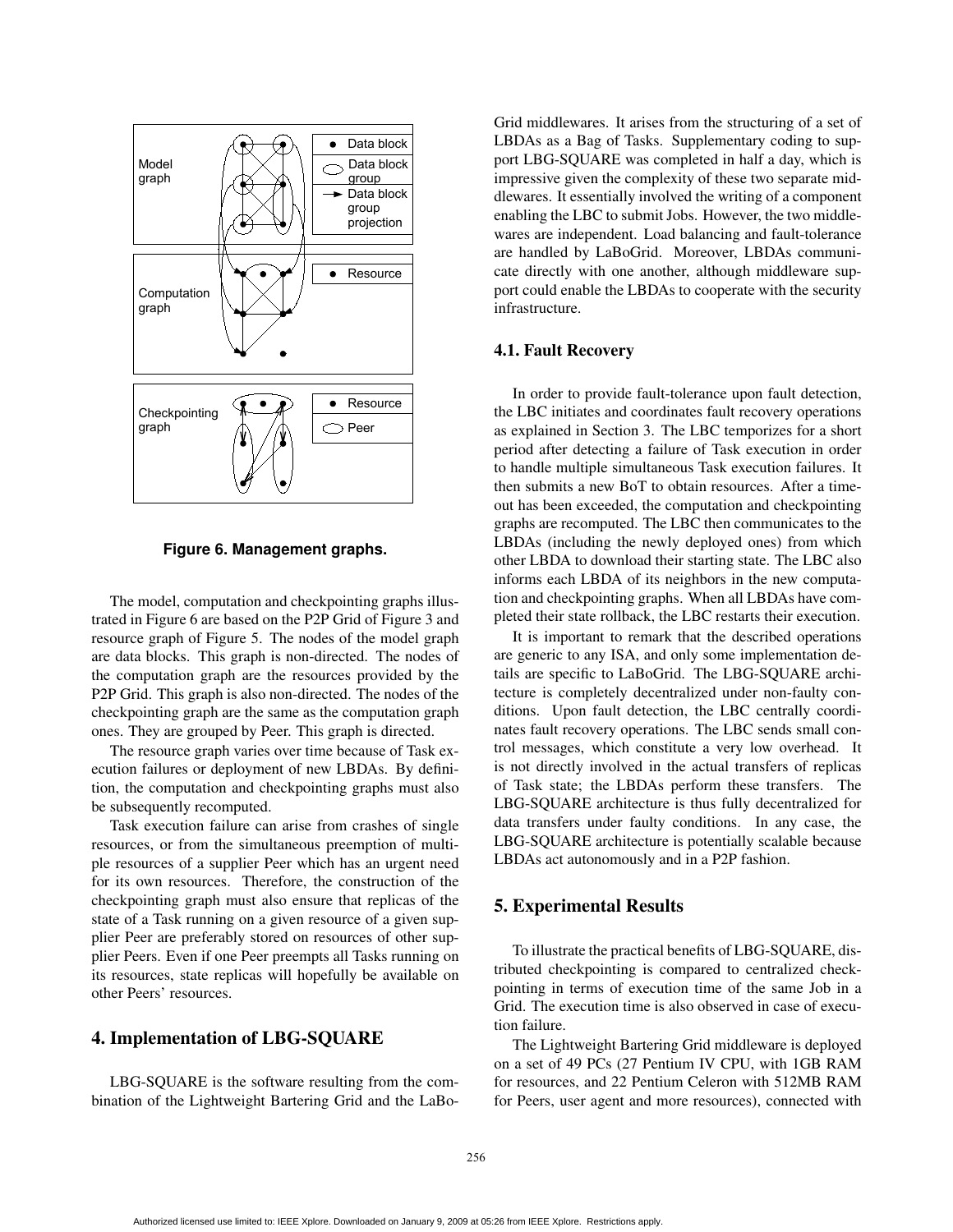Figure 6. Management graphs.

The model, computation and checkpointing graphs illustrated in Figure 6 are based on the P2P Grid of Figure 3 and resource graph of Figure 5. The nodes of the model graph are data blocks. This graph is non-directed. The nodes of the computation graph are the resources provided by the P2P Grid. This graph is also non-directed. The nodes of the checkpointing graph are the same as the computation graph ones. They are grouped by Peer. This graph is directed.

The resource graph varies over time because of Task execution failures or deployment of new LBDAs. By definition, the computation and checkpointing graphs must also be subsequently recomputed.

Task execution failure can arise from crashes of single resources, or from the simultaneous preemption of multiple resources of a supplier Peer which has an urgent need for its own resources. Therefore, the construction of the checkpointing graph must also ensure that replicas of the state of a Task running on a given resource of a given supplier Peer are preferably stored on resources of other supplier Peers. Even if one Peer preempts all Tasks running on its resources, state replicas will hopefully be available on other Peers' resources.

## 4. Implementation of LBG-SQUARE

LBG-SQUARE is the software resulting from the combination of the Lightweight Bartering Grid and the LaBoGrid middlewares. It arises from the structuring of a set of LBDAs as a Bag of Tasks. Supplementary coding to support LBG-SQUARE was completed in half a day, which is impressive given the complexity of these two separate middlewares. It essentially involved the writing of a component enabling the LBC to submit Jobs. However, the two middlewares are independent. Load balancing and fault-tolerance are handled by LaBoGrid. Moreover, LBDAs communicate directly with one another, although middleware support could enable the LBDAs to cooperate with the security infrastructure.

### 4.1. Fault Recovery

In order to provide fault-tolerance upon fault detection, the LBC initiates and coordinates fault recovery operations as explained in Section 3. The LBC temporizes for a short period after detecting a failure of Task execution in order to handle multiple simultaneous Task execution failures. It then submits a new BoT to obtain resources. After a timeout has been exceeded, the computation and checkpointing graphs are recomputed. The LBC then communicates to the LBDAs (including the newly deployed ones) from which other LBDA to download their starting state. The LBC also informs each LBDA of its neighbors in the new computation and checkpointing graphs. When all LBDAs have completed their state rollback, the LBC restarts their execution.

It is important to remark that the described operations are generic to any ISA, and only some implementation details are specific to LaBoGrid. The LBG-SQUARE architecture is completely decentralized under non-faulty conditions. Upon fault detection, the LBC centrally coordinates fault recovery operations. The LBC sends small control messages, which constitute a very low overhead. It is not directly involved in the actual transfers of replicas of Task state; the LBDAs perform these transfers. The LBG-SQUARE architecture is thus fully decentralized for data transfers under faulty conditions. In any case, the LBG-SQUARE architecture is potentially scalable because LBDAs act autonomously and in a P2P fashion.

## 5. Experimental Results

To illustrate the practical benefits of LBG-SQUARE, distributed checkpointing is compared to centralized checkpointing in terms of execution time of the same Job in a Grid. The execution time is also observed in case of execution failure.

The Lightweight Bartering Grid middleware is deployed on a set of 49 PCs (27 Pentium IV CPU, with 1GB RAM for resources, and 22 Pentium Celeron with 512MB RAM for Peers, user agent and more resources), connected with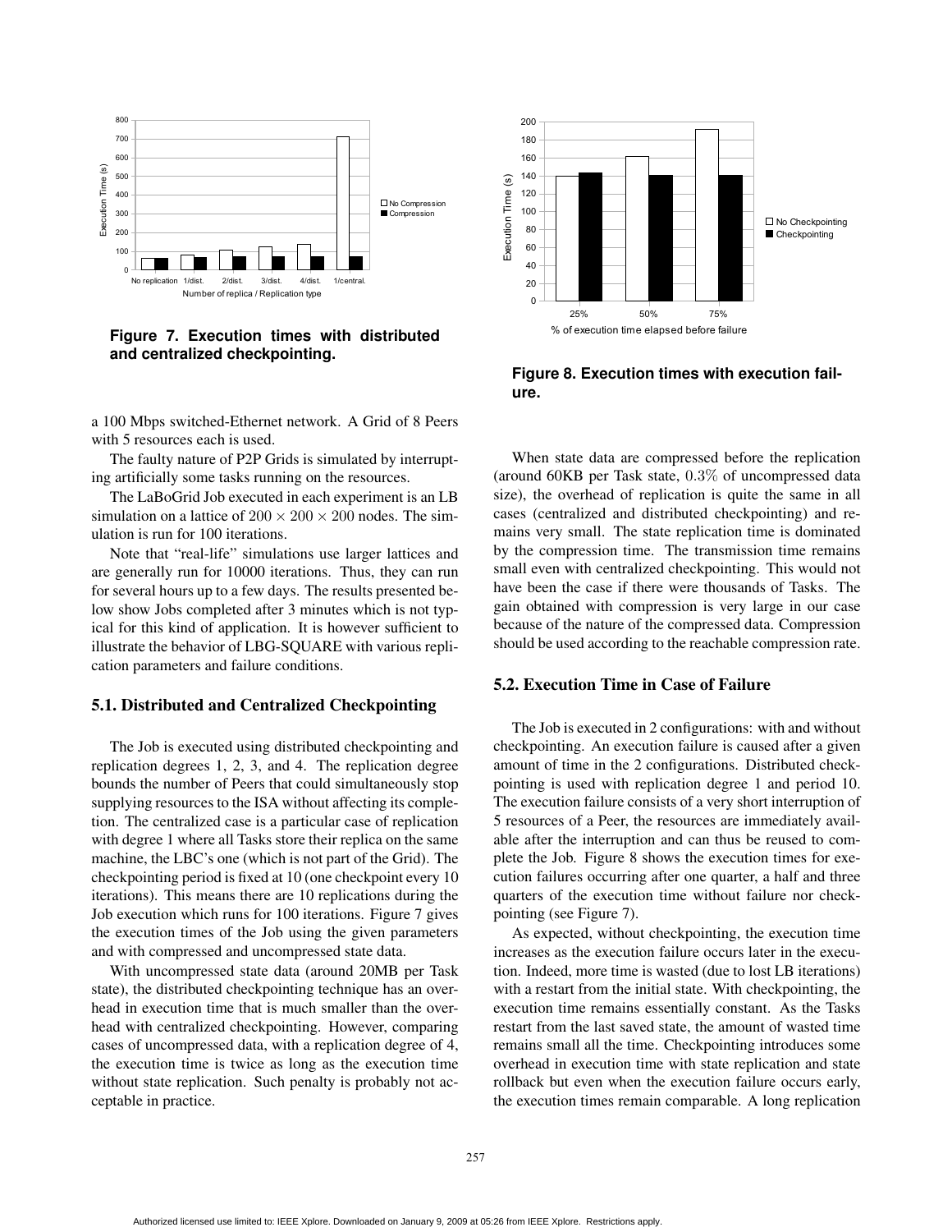Figure 7. Execution times with distributed and centralized checkpointing.

a 100 Mbps switched-Ethernet network. A Grid of 8 Peers with 5 resources each is used.

The faulty nature of P2P Grids is simulated by interrupting artificially some tasks running on the resources.

The LaBoGrid Job executed in each experiment is an LB simulation on a lattice of $200 \times 200 \times 200$ nodes. The simulation is run for 100 iterations.

Note that "real-life" simulations use larger lattices and are generally run for 10000 iterations. Thus, they can run for several hours up to a few days. The results presented below show Jobs completed after 3 minutes which is not typical for this kind of application. It is however sufficient to illustrate the behavior of LBG-SQUARE with various replication parameters and failure conditions.

### 5.1. Distributed and Centralized Checkpointing

The Job is executed using distributed checkpointing and replication degrees 1, 2, 3, and 4. The replication degree bounds the number of Peers that could simultaneously stop supplying resources to the ISA without affecting its completion. The centralized case is a particular case of replication with degree 1 where all Tasks store their replica on the same machine, the LBC's one (which is not part of the Grid). The checkpointing period is fixed at 10 (one checkpoint every 10 iterations). This means there are 10 replications during the Job execution which runs for 100 iterations. Figure 7 gives the execution times of the Job using the given parameters and with compressed and uncompressed state data.

With uncompressed state data (around 20MB per Task state), the distributed checkpointing technique has an overhead in execution time that is much smaller than the overhead with centralized checkpointing. However, comparing cases of uncompressed data, with a replication degree of 4, the execution time is twice as long as the execution time without state replication. Such penalty is probably not acceptable in practice.

Figure 8. Execution times with execution failure.

When state data are compressed before the replication (around 60KB per Task state, $0.3\%$ of uncompressed data size), the overhead of replication is quite the same in all cases (centralized and distributed checkpointing) and remains very small. The state replication time is dominated by the compression time. The transmission time remains small even with centralized checkpointing. This would not have been the case if there were thousands of Tasks. The gain obtained with compression is very large in our case because of the nature of the compressed data. Compression should be used according to the reachable compression rate.

### 5.2. Execution Time in Case of Failure

The Job is executed in 2 configurations: with and without checkpointing. An execution failure is caused after a given amount of time in the 2 configurations. Distributed checkpointing is used with replication degree 1 and period 10. The execution failure consists of a very short interruption of 5 resources of a Peer, the resources are immediately available after the interruption and can thus be reused to complete the Job. Figure 8 shows the execution times for execution failures occurring after one quarter, a half and three quarters of the execution time without failure nor checkpointing (see Figure 7).

As expected, without checkpointing, the execution time increases as the execution failure occurs later in the execution. Indeed, more time is wasted (due to lost LB iterations) with a restart from the initial state. With checkpointing, the execution time remains essentially constant. As the Tasks restart from the last saved state, the amount of wasted time remains small all the time. Checkpointing introduces some overhead in execution time with state replication and state rollback but even when the execution failure occurs early, the execution times remain comparable. A long replication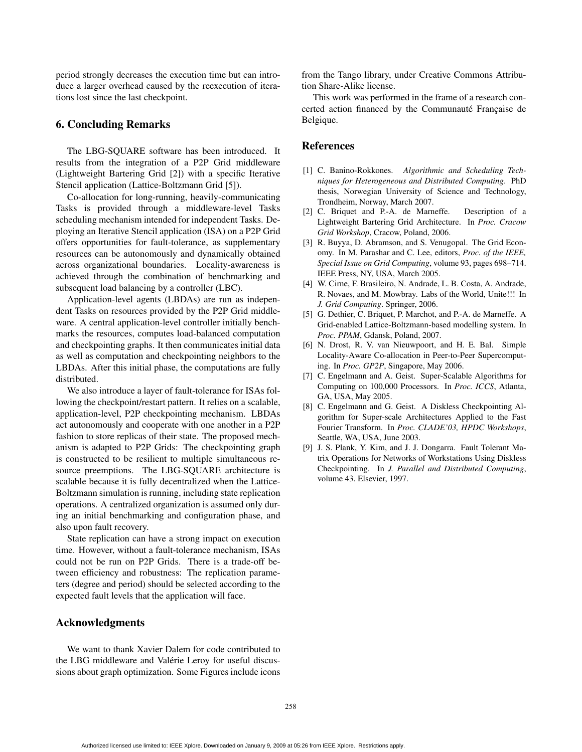period strongly decreases the execution time but can introduce a larger overhead caused by the reexecution of iterations lost since the last checkpoint.

## 6. Concluding Remarks

The LBG-SQUARE software has been introduced. It results from the integration of a P2P Grid middleware (Lightweight Bartering Grid [2]) with a specific Iterative Stencil application (Lattice-Boltzmann Grid [5]).

Co-allocation for long-running, heavily-communicating Tasks is provided through a middleware-level Tasks scheduling mechanism intended for independent Tasks. Deploying an Iterative Stencil application (ISA) on a P2P Grid offers opportunities for fault-tolerance, as supplementary resources can be autonomously and dynamically obtained across organizational boundaries. Locality-awareness is achieved through the combination of benchmarking and subsequent load balancing by a controller (LBC).

Application-level agents (LBDAs) are run as independent Tasks on resources provided by the P2P Grid middleware. A central application-level controller initially benchmarks the resources, computes load-balanced computation and checkpointing graphs. It then communicates initial data as well as computation and checkpointing neighbors to the LBDAs. After this initial phase, the computations are fully distributed.

We also introduce a layer of fault-tolerance for ISAs following the checkpoint/restart pattern. It relies on a scalable, application-level, P2P checkpointing mechanism. LBDAs act autonomously and cooperate with one another in a P2P fashion to store replicas of their state. The proposed mechanism is adapted to P2P Grids: The checkpointing graph is constructed to be resilient to multiple simultaneous resource preemptions. The LBG-SQUARE architecture is scalable because it is fully decentralized when the Lattice-Boltzmann simulation is running, including state replication operations. A centralized organization is assumed only during an initial benchmarking and configuration phase, and also upon fault recovery.

State replication can have a strong impact on execution time. However, without a fault-tolerance mechanism, ISAs could not be run on P2P Grids. There is a trade-off between efficiency and robustness: The replication parameters (degree and period) should be selected according to the expected fault levels that the application will face.

## Acknowledgments

We want to thank Xavier Dalem for code contributed to the LBG middleware and Valérie Leroy for useful discussions about graph optimization. Some Figures include icons from the Tango library, under Creative Commons Attribution Share-Alike license.

This work was performed in the frame of a research concerted action financed by the Communauté Française de Belgique.

## References

[1] C. Banino-Rokkones. *Algorithmic and Scheduling Techniques for Heterogeneous and Distributed Computing*. PhD thesis, Norwegian University of Science and Technology, Trondheim, Norway, March 2007.

[2] C. Briquet and P.-A. de Marneffe. Description of a Lightweight Bartering Grid Architecture. In *Proc. Cracow Grid Workshop*, Cracow, Poland, 2006.

[3] R. Buyya, D. Abramson, and S. Venugopal. The Grid Economy. In M. Parashar and C. Lee, editors, *Proc. of the IEEE, Special Issue on Grid Computing*, volume 93, pages 698–714. IEEE Press, NY, USA, March 2005.

[4] W. Cirne, F. Brasileiro, N. Andrade, L. B. Costa, A. Andrade, R. Novaes, and M. Mowbray. Labs of the World, Unite!!! In *J. Grid Computing*. Springer, 2006.

[5] G. Dethier, C. Briquet, P. Marchot, and P.-A. de Marneffe. A Grid-enabled Lattice-Boltzmann-based modelling system. In *Proc. PPAM*, Gdansk, Poland, 2007.

[6] N. Drost, R. V. van Nieuwpoort, and H. E. Bal. Simple Locality-Aware Co-allocation in Peer-to-Peer Supercomputing. In *Proc. GP2P*, Singapore, May 2006.

[7] C. Engelmann and A. Geist. Super-Scalable Algorithms for Computing on 100,000 Processors. In *Proc. ICCS*, Atlanta, GA, USA, May 2005.

[8] C. Engelmann and G. Geist. A Diskless Checkpointing Algorithm for Super-scale Architectures Applied to the Fast Fourier Transform. In *Proc. CLADE'03, HPDC Workshops*, Seattle, WA, USA, June 2003.

[9] J. S. Plank, Y. Kim, and J. J. Dongarra. Fault Tolerant Matrix Operations for Networks of Workstations Using Diskless Checkpointing. In *J. Parallel and Distributed Computing*, volume 43. Elsevier, 1997.